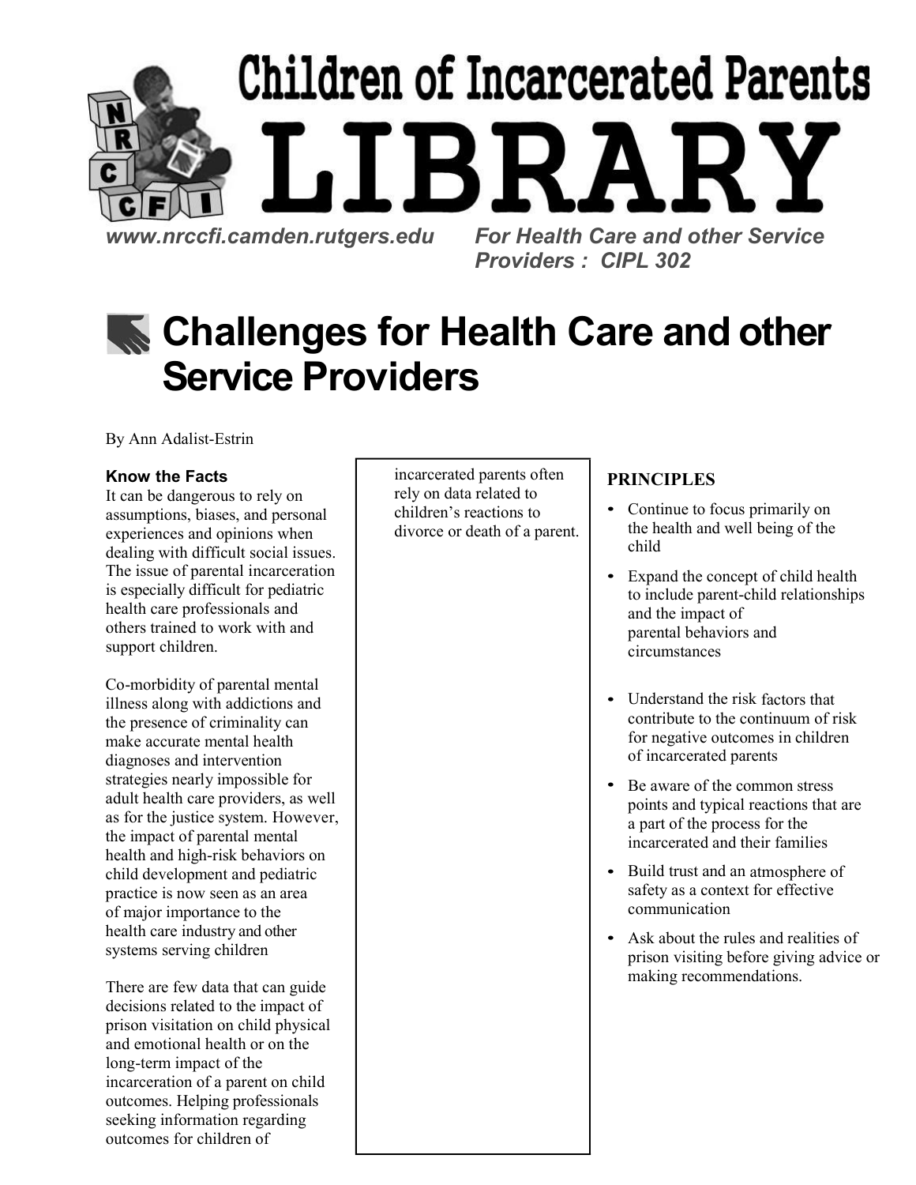# Children of Incarcerated Parents LIBRARY

*www.nrccfi.camden.rutgers.edu*

*For Health Care and other Service Providers : CIPL 302*

# Challenges for Health Care and other Service Providers

By Ann Adalist-Estrin

### Know the Facts

It can be dangerous to rely on assumptions, biases, and personal experiences and opinions when dealing with difficult social issues. The issue of parental incarceration is especially difficult for pediatric health care professionals and others trained to work with and support children.

Co-morbidity of parental mental illness along with addictions and the presence of criminality can make accurate mental health diagnoses and intervention strategies nearly impossible for adult health care providers, as well as for the justice system. However, the impact of parental mental health and high-risk behaviors on child development and pediatric practice is now seen as an area of major importance to the health care industry and other systems serving children

There are few data that can guide decisions related to the impact of prison visitation on child physical and emotional health or on the long-term impact of the incarceration of a parent on child outcomes. Helping professionals seeking information regarding outcomes for children of incarcerated parents often rely on data related to children's reactions to divorce or death of a parent.

### PRINCIPLES

- Continue to focus primarily on the health and well being of the child
- Expand the concept of child health to include parent-child relationships and the impact of parental behaviors and circumstances
- Understand the risk factors that contribute to the continuum of risk for negative outcomes in children of incarcerated parents
- Be aware of the common stress points and typical reactions that are a part of the process for the incarcerated and their families
- Build trust and an atmosphere of safety as a context for effective communication
- Ask about the rules and realities of prison visiting before giving advice or making recommendations.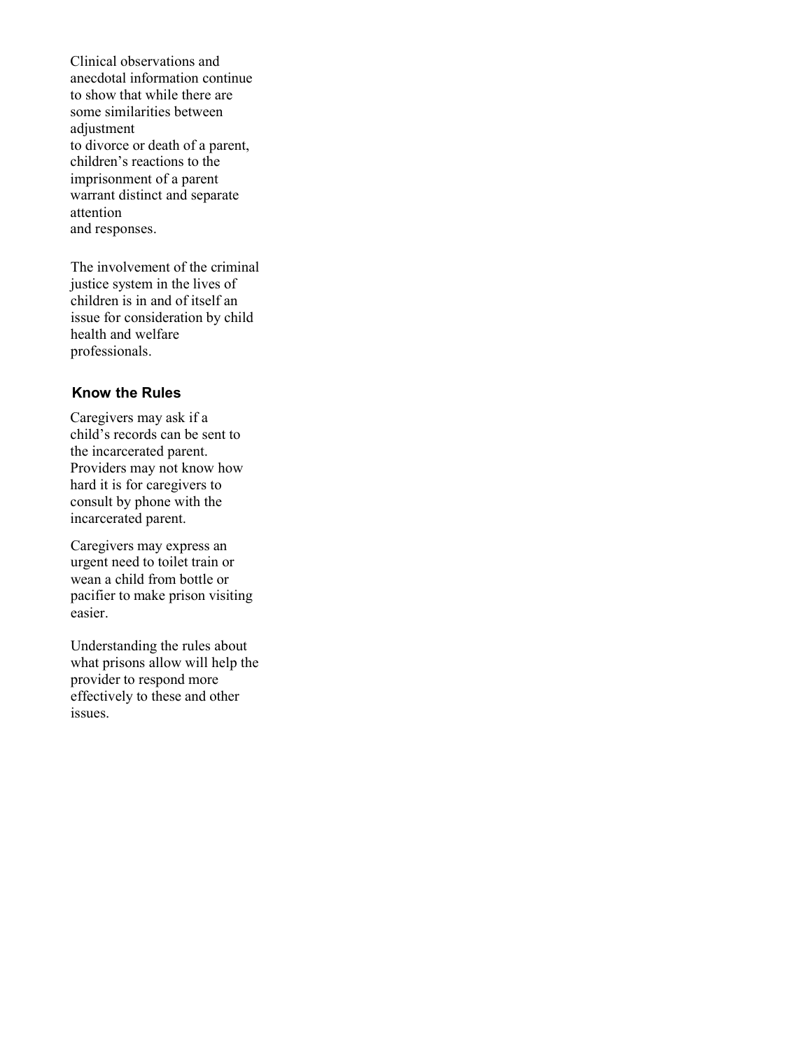Clinical observations and anecdotal information continue to show that while there are some similarities between adjustment to divorce or death of a parent, children's reactions to the imprisonment of a parent warrant distinct and separate attention and responses.

The involvement of the criminal justice system in the lives of children is in and of itself an issue for consideration by child health and welfare professionals.

## Know the Rules

Caregivers may ask if a child's records can be sent to the incarcerated parent. Providers may not know how hard it is for caregivers to consult by phone with the incarcerated parent.

Caregivers may express an urgent need to toilet train or wean a child from bottle or pacifier to make prison visiting easier.

Understanding the rules about what prisons allow will help the provider to respond more effectively to these and other issues.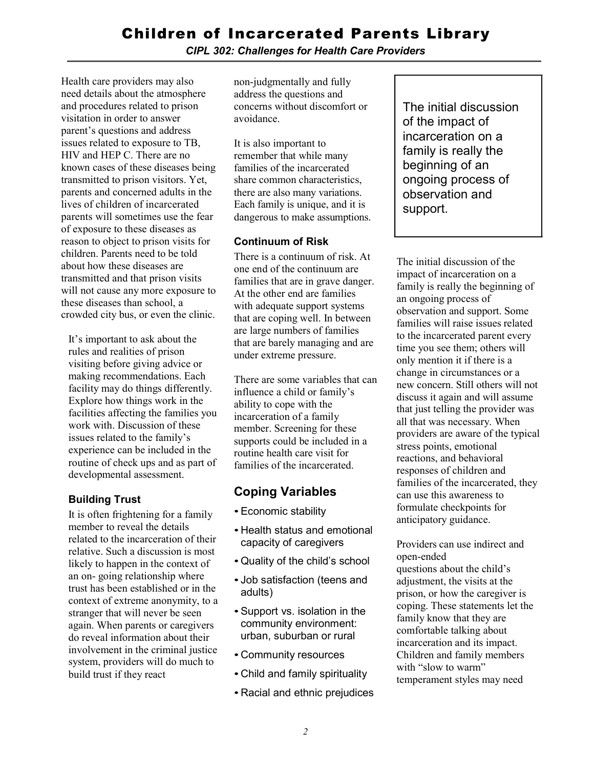Health care providers may also need details about the atmosphere and procedures related to prison visitation in order to answer parent's questions and address issues related to exposure to TB, HIV and HEP C. There are no known cases of these diseases being transmitted to prison visitors. Yet, parents and concerned adults in the lives of children of incarcerated parents will sometimes use the fear of exposure to these diseases as reason to object to prison visits for children. Parents need to be told about how these diseases are transmitted and that prison visits will not cause any more exposure to these diseases than school, a crowded city bus, or even the clinic.

It's important to ask about the rules and realities of prison visiting before giving advice or making recommendations. Each facility may do things differently. Explore how things work in the facilities affecting the families you work with. Discussion of these issues related to the family's experience can be included in the routine of check ups and as part of developmental assessment.

### Building Trust

It is often frightening for a family member to reveal the details related to the incarceration of their relative. Such a discussion is most likely to happen in the context of an on- going relationship where trust has been established or in the context of extreme anonymity, to a stranger that will never be seen again. When parents or caregivers do reveal information about their involvement in the criminal justice system, providers will do much to build trust if they react non-judgmentally and fully address the questions and concerns without discomfort or avoidance.

It is also important to remember that while many families of the incarcerated share common characteristics, there are also many variations. Each family is unique, and it is dangerous to make assumptions.

### Continuum of Risk

There is a continuum of risk. At one end of the continuum are families that are in grave danger. At the other end are families with adequate support systems that are coping well. In between are large numbers of families that are barely managing and are under extreme pressure.

There are some variables that can influence a child or family's ability to cope with the incarceration of a family member. Screening for these supports could be included in a routine health care visit for families of the incarcerated.

## Coping Variables

- Economic stability
- Health status and emotional capacity of caregivers
- Quality of the child's school
- Job satisfaction (teens and adults)
- Support vs. isolation in the community environment: urban, suburban or rural
- Community resources
- Child and family spirituality
- Racial and ethnic prejudices

> The initial discussion of the impact of incarceration on a family is really the beginning of an ongoing process of observation and support.

The initial discussion of the impact of incarceration on a family is really the beginning of an ongoing process of observation and support. Some families will raise issues related to the incarcerated parent every time you see them; others will only mention it if there is a change in circumstances or a new concern. Still others will not discuss it again and will assume that just telling the provider was all that was necessary. When providers are aware of the typical stress points, emotional reactions, and behavioral responses of children and families of the incarcerated, they can use this awareness to formulate checkpoints for anticipatory guidance.

Providers can use indirect and open-ended questions about the child's adjustment, the visits at the prison, or how the caregiver is coping. These statements let the family know that they are comfortable talking about incarceration and its impact. Children and family members with "slow to warm" temperament styles may need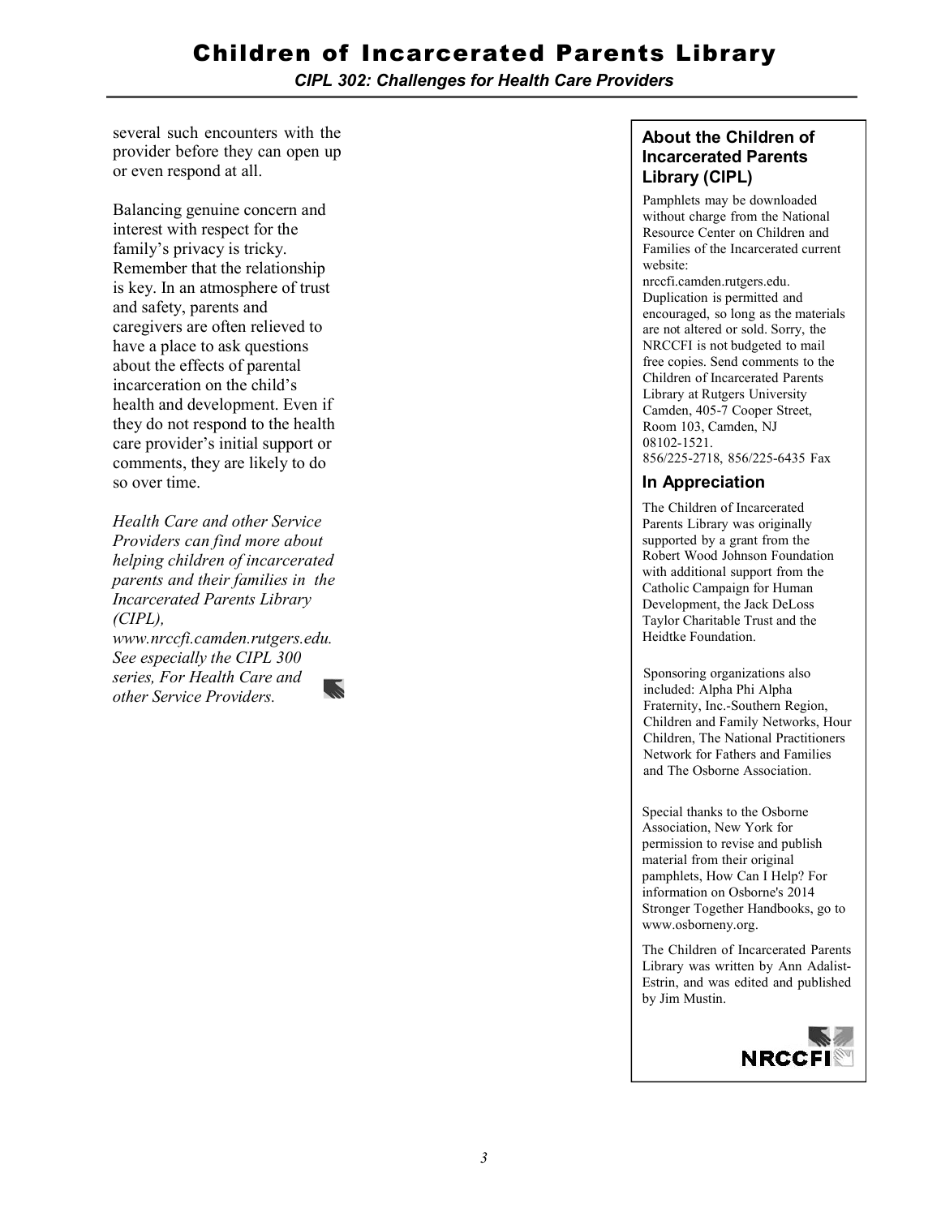several such encounters with the provider before they can open up or even respond at all.

Balancing genuine concern and interest with respect for the family's privacy is tricky. Remember that the relationship is key. In an atmosphere of trust and safety, parents and caregivers are often relieved to have a place to ask questions about the effects of parental incarceration on the child's health and development. Even if they do not respond to the health care provider's initial support or comments, they are likely to do so over time.

*Health Care and other Service Providers can find more about helping children of incarcerated parents and their families in the Incarcerated Parents Library (CIPL), www.nrccfi.camden.rutgers.edu. See especially the CIPL 300 series, For Health Care and other Service Providers.*

### About the Children of Incarcerated Parents Library (CIPL)

Pamphlets may be downloaded without charge from the National Resource Center on Children and Families of the Incarcerated current website: nrccfi.camden.rutgers.edu. Duplication is permitted and encouraged, so long as the materials are not altered or sold. Sorry, the NRCCFI is not budgeted to mail free copies. Send comments to the Children of Incarcerated Parents Library at Rutgers University Camden, 405-7 Cooper Street, Room 103, Camden, NJ 08102-1521. 856/225-2718, 856/225-6435 Fax

### In Appreciation

The Children of Incarcerated Parents Library was originally supported by a grant from the Robert Wood Johnson Foundation with additional support from the Catholic Campaign for Human Development, the Jack DeLoss Taylor Charitable Trust and the Heidtke Foundation.

Sponsoring organizations also included: Alpha Phi Alpha Fraternity, Inc.-Southern Region, Children and Family Networks, Hour Children, The National Practitioners Network for Fathers and Families and The Osborne Association.

Special thanks to the Osborne Association, New York for permission to revise and publish material from their original pamphlets, How Can I Help? For information on Osborne's 2014 Stronger Together Handbooks, go to www.osborneny.org.

The Children of Incarcerated Parents Library was written by Ann Adalist-Estrin, and was edited and published by Jim Mustin.

NRCCFI